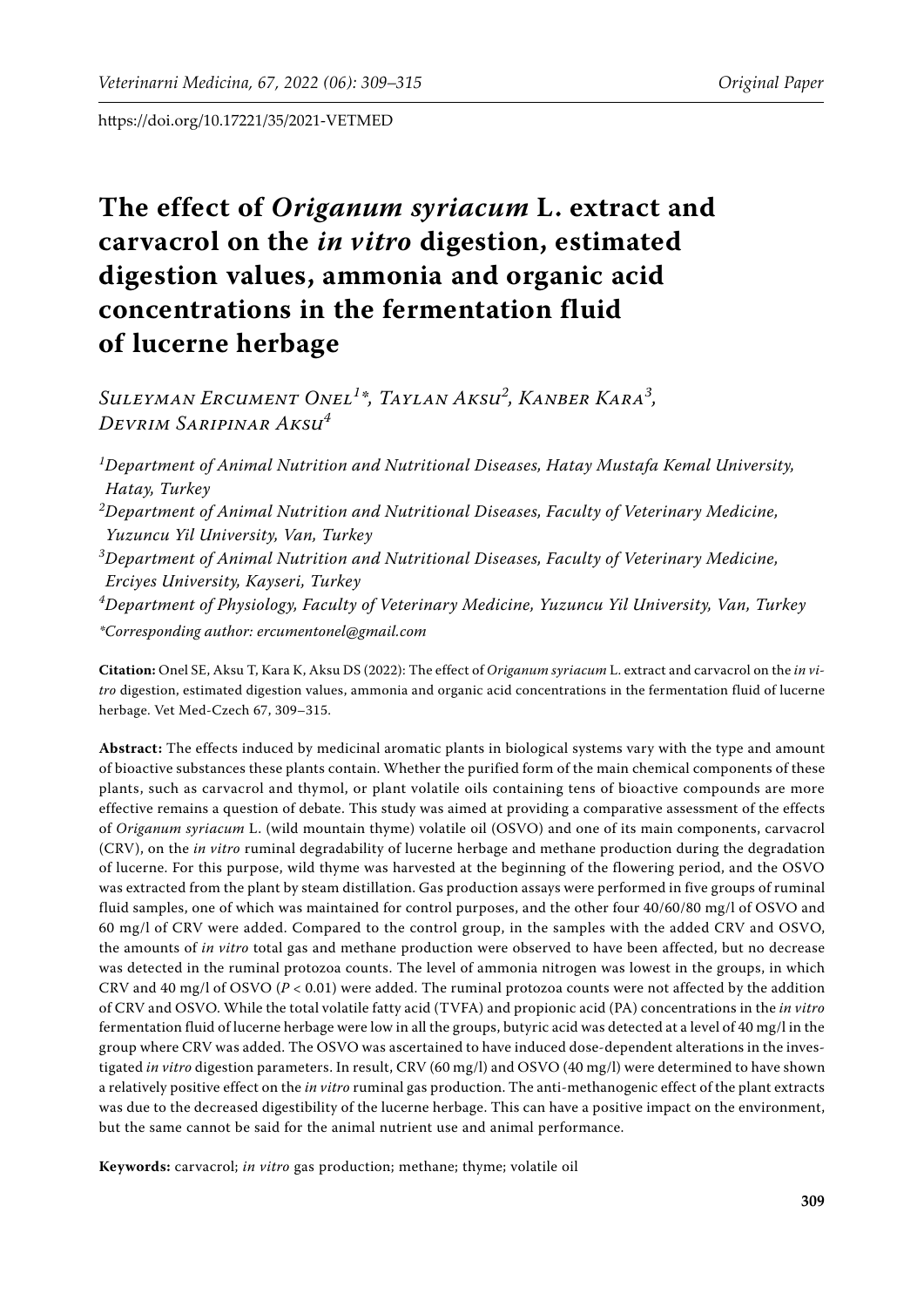https://doi.org/10.17221/35/2021-VETMED

# The effect of *Origanum syriacum* L. extract and carvacrol on the *in vitro* digestion, estimated digestion values, ammonia and organic acid concentrations in the fermentation fluid of lucerne herbage

*Suleyman Ercument Onel[1]\*, Taylan Aksu[2], Kanber Kara[3], Devrim Saripinar Aksu[4]*

[1]*Department of Animal Nutrition and Nutritional Diseases, Hatay Mustafa Kemal University, Hatay, Turkey*

[2]*Department of Animal Nutrition and Nutritional Diseases, Faculty of Veterinary Medicine, Yuzuncu Yil University, Van, Turkey*

[3]*Department of Animal Nutrition and Nutritional Diseases, Faculty of Veterinary Medicine, Erciyes University, Kayseri, Turkey*

[4]*Department of Physiology, Faculty of Veterinary Medicine, Yuzuncu Yil University, Van, Turkey*

*\*Corresponding author: ercumentonel@gmail.com*

**Citation:** Onel SE, Aksu T, Kara K, Aksu DS (2022): The effect of *Origanum syriacum* L. extract and carvacrol on the *in vitro* digestion, estimated digestion values, ammonia and organic acid concentrations in the fermentation fluid of lucerne herbage. Vet Med-Czech 67, 309–315.

**Abstract:** The effects induced by medicinal aromatic plants in biological systems vary with the type and amount of bioactive substances these plants contain. Whether the purified form of the main chemical components of these plants, such as carvacrol and thymol, or plant volatile oils containing tens of bioactive compounds are more effective remains a question of debate. This study was aimed at providing a comparative assessment of the effects of *Origanum syriacum* L. (wild mountain thyme) volatile oil (OSVO) and one of its main components, carvacrol (CRV), on the *in vitro* ruminal degradability of lucerne herbage and methane production during the degradation of lucerne. For this purpose, wild thyme was harvested at the beginning of the flowering period, and the OSVO was extracted from the plant by steam distillation. Gas production assays were performed in five groups of ruminal fluid samples, one of which was maintained for control purposes, and the other four 40/60/80 mg/l of OSVO and 60 mg/l of CRV were added. Compared to the control group, in the samples with the added CRV and OSVO, the amounts of *in vitro* total gas and methane production were observed to have been affected, but no decrease was detected in the ruminal protozoa counts. The level of ammonia nitrogen was lowest in the groups, in which CRV and 40 mg/l of OSVO ($P < 0.01$) were added. The ruminal protozoa counts were not affected by the addition of CRV and OSVO. While the total volatile fatty acid (TVFA) and propionic acid (PA) concentrations in the *in vitro* fermentation fluid of lucerne herbage were low in all the groups, butyric acid was detected at a level of 40 mg/l in the group where CRV was added. The OSVO was ascertained to have induced dose-dependent alterations in the investigated *in vitro* digestion parameters. In result, CRV (60 mg/l) and OSVO (40 mg/l) were determined to have shown a relatively positive effect on the *in vitro* ruminal gas production. The anti-methanogenic effect of the plant extracts was due to the decreased digestibility of the lucerne herbage. This can have a positive impact on the environment, but the same cannot be said for the animal nutrient use and animal performance.

**Keywords:** carvacrol; *in vitro* gas production; methane; thyme; volatile oil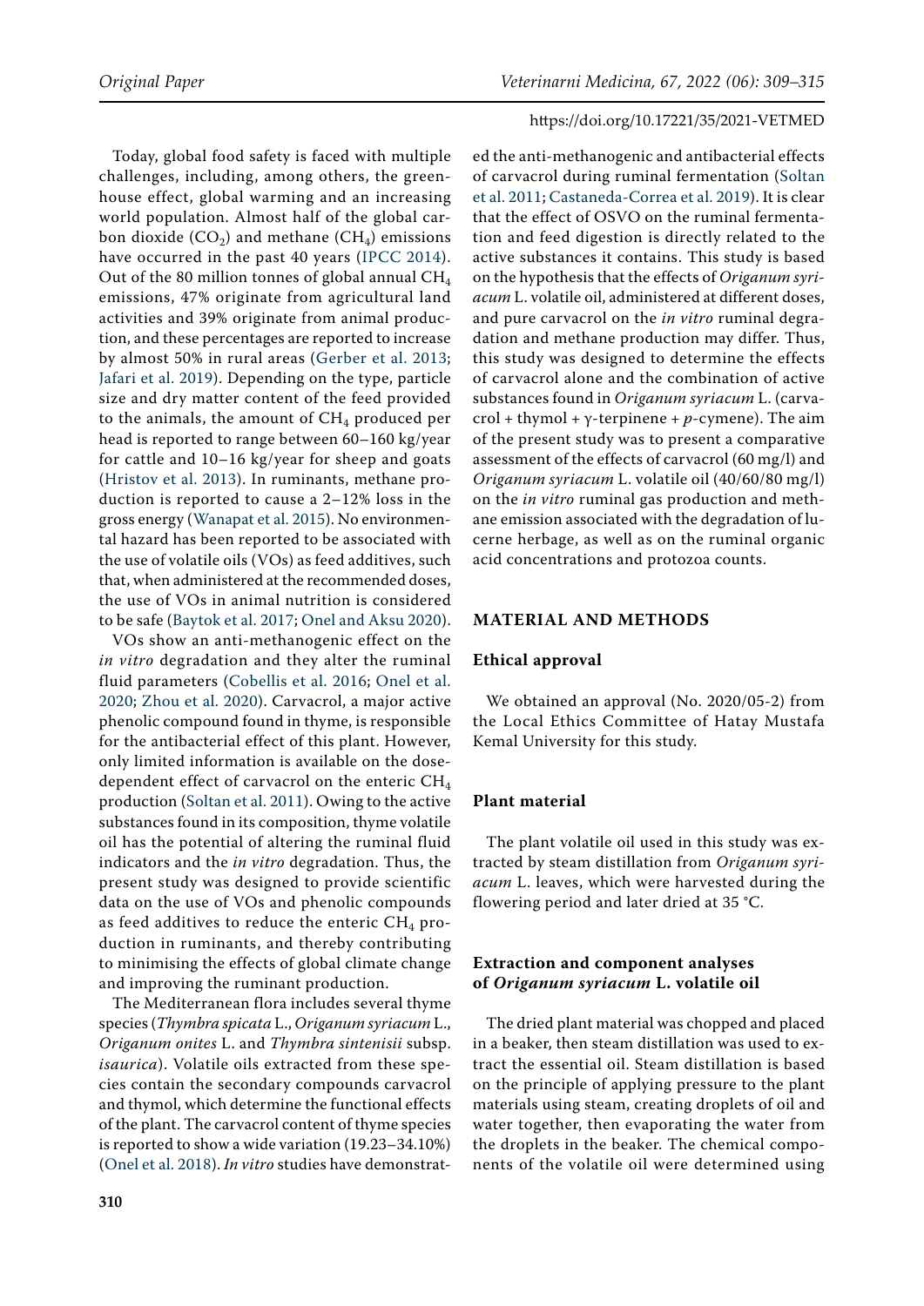Today, global food safety is faced with multiple challenges, including, among others, the greenhouse effect, global warming and an increasing world population. Almost half of the global carbon dioxide ($CO_2$) and methane ($CH_4$) emissions have occurred in the past 40 years (IPCC 2014). Out of the 80 million tonnes of global annual $CH_4$ emissions, 47% originate from agricultural land activities and 39% originate from animal production, and these percentages are reported to increase by almost 50% in rural areas (Gerber et al. 2013; Jafari et al. 2019). Depending on the type, particle size and dry matter content of the feed provided to the animals, the amount of $CH_4$ produced per head is reported to range between 60–160 kg/year for cattle and 10–16 kg/year for sheep and goats (Hristov et al. 2013). In ruminants, methane production is reported to cause a 2–12% loss in the gross energy (Wanapat et al. 2015). No environmental hazard has been reported to be associated with the use of volatile oils (VOs) as feed additives, such that, when administered at the recommended doses, the use of VOs in animal nutrition is considered to be safe (Baytok et al. 2017; Onel and Aksu 2020).

VOs show an anti-methanogenic effect on the *in vitro* degradation and they alter the ruminal fluid parameters (Cobellis et al. 2016; Onel et al. 2020; Zhou et al. 2020). Carvacrol, a major active phenolic compound found in thyme, is responsible for the antibacterial effect of this plant. However, only limited information is available on the dose-dependent effect of carvacrol on the enteric $CH_4$ production (Soltan et al. 2011). Owing to the active substances found in its composition, thyme volatile oil has the potential of altering the ruminal fluid indicators and the *in vitro* degradation. Thus, the present study was designed to provide scientific data on the use of VOs and phenolic compounds as feed additives to reduce the enteric $CH_4$ production in ruminants, and thereby contributing to minimising the effects of global climate change and improving the ruminant production.

The Mediterranean flora includes several thyme species (*Thymbra spicata* L., *Origanum syriacum* L., *Origanum onites* L. and *Thymbra sintenisii* subsp. *isaurica*). Volatile oils extracted from these species contain the secondary compounds carvacrol and thymol, which determine the functional effects of the plant. The carvacrol content of thyme species is reported to show a wide variation (19.23–34.10%) (Onel et al. 2018). *In vitro* studies have demonstrated the anti-methanogenic and antibacterial effects of carvacrol during ruminal fermentation (Soltan et al. 2011; Castaneda-Correa et al. 2019). It is clear that the effect of OSVO on the ruminal fermentation and feed digestion is directly related to the active substances it contains. This study is based on the hypothesis that the effects of *Origanum syriacum* L. volatile oil, administered at different doses, and pure carvacrol on the *in vitro* ruminal degradation and methane production may differ. Thus, this study was designed to determine the effects of carvacrol alone and the combination of active substances found in *Origanum syriacum* L. (carvacrol + thymol + γ-terpinene + *p*-cymene). The aim of the present study was to present a comparative assessment of the effects of carvacrol (60 mg/l) and *Origanum syriacum* L. volatile oil (40/60/80 mg/l) on the *in vitro* ruminal gas production and methane emission associated with the degradation of lucerne herbage, as well as on the ruminal organic acid concentrations and protozoa counts.

## MATERIAL AND METHODS

### Ethical approval

We obtained an approval (No. 2020/05-2) from the Local Ethics Committee of Hatay Mustafa Kemal University for this study.

### Plant material

The plant volatile oil used in this study was extracted by steam distillation from *Origanum syriacum* L. leaves, which were harvested during the flowering period and later dried at 35 °C.

### Extraction and component analyses of *Origanum syriacum* L. volatile oil

The dried plant material was chopped and placed in a beaker, then steam distillation was used to extract the essential oil. Steam distillation is based on the principle of applying pressure to the plant materials using steam, creating droplets of oil and water together, then evaporating the water from the droplets in the beaker. The chemical components of the volatile oil were determined using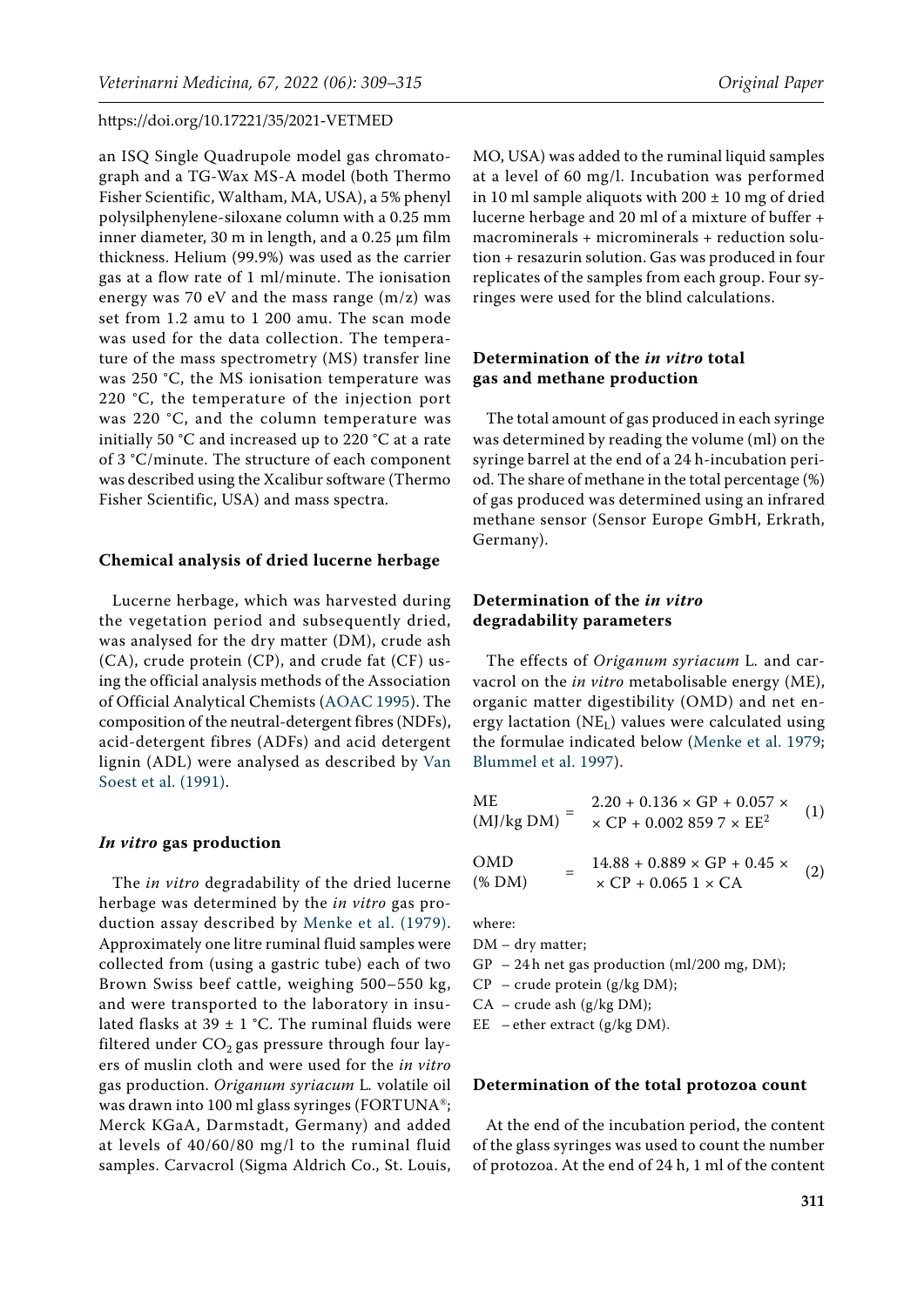an ISQ Single Quadrupole model gas chromatograph and a TG-Wax MS-A model (both Thermo Fisher Scientific, Waltham, MA, USA), a 5% phenyl polysilphenylene-siloxane column with a 0.25 mm inner diameter, 30 m in length, and a 0.25 μm film thickness. Helium (99.9%) was used as the carrier gas at a flow rate of 1 ml/minute. The ionisation energy was 70 eV and the mass range (m/z) was set from 1.2 amu to 1 200 amu. The scan mode was used for the data collection. The temperature of the mass spectrometry (MS) transfer line was 250 °C, the MS ionisation temperature was 220 °C, the temperature of the injection port was 220 °C, and the column temperature was initially 50 °C and increased up to 220 °C at a rate of 3 °C/minute. The structure of each component was described using the Xcalibur software (Thermo Fisher Scientific, USA) and mass spectra.

### Chemical analysis of dried lucerne herbage

Lucerne herbage, which was harvested during the vegetation period and subsequently dried, was analysed for the dry matter (DM), crude ash (CA), crude protein (CP), and crude fat (CF) using the official analysis methods of the Association of Official Analytical Chemists (AOAC 1995). The composition of the neutral-detergent fibres (NDFs), acid-detergent fibres (ADFs) and acid detergent lignin (ADL) were analysed as described by Van Soest et al. (1991).

### *In vitro* gas production

The *in vitro* degradability of the dried lucerne herbage was determined by the *in vitro* gas production assay described by Menke et al. (1979). Approximately one litre ruminal fluid samples were collected from (using a gastric tube) each of two Brown Swiss beef cattle, weighing 500–550 kg, and were transported to the laboratory in insulated flasks at 39 ± 1 °C. The ruminal fluids were filtered under $CO_2$ gas pressure through four layers of muslin cloth and were used for the *in vitro* gas production. *Origanum syriacum* L. volatile oil was drawn into 100 ml glass syringes (FORTUNA®; Merck KGaA, Darmstadt, Germany) and added at levels of 40/60/80 mg/l to the ruminal fluid samples. Carvacrol (Sigma Aldrich Co., St. Louis, MO, USA) was added to the ruminal liquid samples at a level of 60 mg/l. Incubation was performed in 10 ml sample aliquots with 200 ± 10 mg of dried lucerne herbage and 20 ml of a mixture of buffer + macrominerals + microminerals + reduction solution + resazurin solution. Gas was produced in four replicates of the samples from each group. Four syringes were used for the blind calculations.

### Determination of the *in vitro* total gas and methane production

The total amount of gas produced in each syringe was determined by reading the volume (ml) on the syringe barrel at the end of a 24 h-incubation period. The share of methane in the total percentage (%) of gas produced was determined using an infrared methane sensor (Sensor Europe GmbH, Erkrath, Germany).

### Determination of the *in vitro* degradability parameters

The effects of *Origanum syriacum* L. and carvacrol on the *in vitro* metabolisable energy (ME), organic matter digestibility (OMD) and net energy lactation ($NE_L$) values were calculated using the formulae indicated below (Menke et al. 1979; Blummel et al. 1997).

$$\text{ME (MJ/kg DM)} = 2.20 + 0.136 \times \text{GP} + 0.057 \times \text{CP} + 0.002\,859\,7 \times \text{EE}^2 \quad (1)$$

$$\text{OMD (\% DM)} = 14.88 + 0.889 \times \text{GP} + 0.45 \times \text{CP} + 0.065\,1 \times \text{CA} \quad (2)$$

where:

DM – dry matter;

GP – 24 h net gas production (ml/200 mg, DM);

CP – crude protein (g/kg DM);

CA – crude ash (g/kg DM);

EE – ether extract (g/kg DM).

### Determination of the total protozoa count

At the end of the incubation period, the content of the glass syringes was used to count the number of protozoa. At the end of 24 h, 1 ml of the content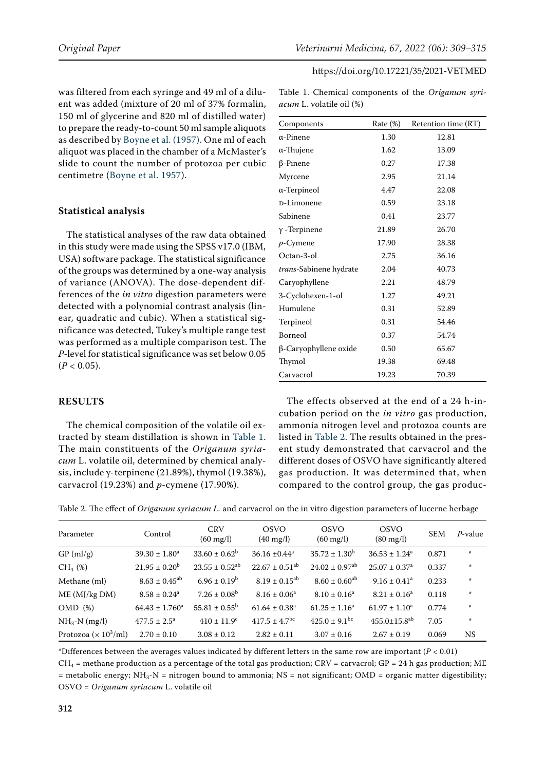was filtered from each syringe and 49 ml of a diluent was added (mixture of 20 ml of 37% formalin, 150 ml of glycerine and 820 ml of distilled water) to prepare the ready-to-count 50 ml sample aliquots as described by Boyne et al. (1957). One ml of each aliquot was placed in the chamber of a McMaster's slide to count the number of protozoa per cubic centimetre (Boyne et al. 1957).

### Statistical analysis

The statistical analyses of the raw data obtained in this study were made using the SPSS v17.0 (IBM, USA) software package. The statistical significance of the groups was determined by a one-way analysis of variance (ANOVA). The dose-dependent differences of the *in vitro* digestion parameters were detected with a polynomial contrast analysis (linear, quadratic and cubic). When a statistical significance was detected, Tukey's multiple range test was performed as a multiple comparison test. The *P*-level for statistical significance was set below 0.05 ($P < 0.05$).

## RESULTS

The chemical composition of the volatile oil extracted by steam distillation is shown in Table 1. The main constituents of the *Origanum syriacum* L. volatile oil, determined by chemical analysis, include γ-terpinene (21.89%), thymol (19.38%), carvacrol (19.23%) and *p*-cymene (17.90%).

Table 1. Chemical components of the *Origanum syriacum* L. volatile oil (%)

| Components | Rate (%) | Retention time (RT) |
|---|---|---|
| α-Pinene | 1.30 | 12.81 |
| α-Thujene | 1.62 | 13.09 |
| β-Pinene | 0.27 | 17.38 |
| Myrcene | 2.95 | 21.14 |
| α-Terpineol | 4.47 | 22.08 |
| D-Limonene | 0.59 | 23.18 |
| Sabinene | 0.41 | 23.77 |
| γ -Terpinene | 21.89 | 26.70 |
| *p*-Cymene | 17.90 | 28.38 |
| Octan-3-ol | 2.75 | 36.16 |
| *trans*-Sabinene hydrate | 2.04 | 40.73 |
| Caryophyllene | 2.21 | 48.79 |
| 3-Cyclohexen-1-ol | 1.27 | 49.21 |
| Humulene | 0.31 | 52.89 |
| Terpineol | 0.31 | 54.46 |
| Borneol | 0.37 | 54.74 |
| β-Caryophyllene oxide | 0.50 | 65.67 |
| Thymol | 19.38 | 69.48 |
| Carvacrol | 19.23 | 70.39 |

The effects observed at the end of a 24 h-incubation period on the *in vitro* gas production, ammonia nitrogen level and protozoa counts are listed in Table 2. The results obtained in the present study demonstrated that carvacrol and the different doses of OSVO have significantly altered gas production. It was determined that, when compared to the control group, the gas produc-

Table 2. The effect of *Origanum syriacum L.* and carvacrol on the in vitro digestion parameters of lucerne herbage

| Parameter | Control | CRV (60 mg/l) | OSVO (40 mg/l) | OSVO (60 mg/l) | OSVO (80 mg/l) | SEM | *P*-value |
|---|---|---|---|---|---|---|---|
| GP (ml/g) | $39.30 \pm 1.80^{a}$ | $33.60 \pm 0.62^{b}$ | $36.16 \pm 0.44^{a}$ | $35.72 \pm 1.30^{b}$ | $36.53 \pm 1.24^{a}$ | 0.871 | * |
| $CH_4$ (%) | $21.95 \pm 0.20^{b}$ | $23.55 \pm 0.52^{ab}$ | $22.67 \pm 0.51^{ab}$ | $24.02 \pm 0.97^{ab}$ | $25.07 \pm 0.37^{a}$ | 0.337 | * |
| Methane (ml) | $8.63 \pm 0.45^{ab}$ | $6.96 \pm 0.19^{b}$ | $8.19 \pm 0.15^{ab}$ | $8.60 \pm 0.60^{ab}$ | $9.16 \pm 0.41^{a}$ | 0.233 | * |
| ME (MJ/kg DM) | $8.58 \pm 0.24^{a}$ | $7.26 \pm 0.08^{b}$ | $8.16 \pm 0.06^{a}$ | $8.10 \pm 0.16^{a}$ | $8.21 \pm 0.16^{a}$ | 0.118 | * |
| OMD (%) | $64.43 \pm 1.760^{a}$ | $55.81 \pm 0.55^{b}$ | $61.64 \pm 0.38^{a}$ | $61.25 \pm 1.16^{a}$ | $61.97 \pm 1.10^{a}$ | 0.774 | * |
| $NH_3$-N (mg/l) | $477.5 \pm 2.5^{a}$ | $410 \pm 11.9^{c}$ | $417.5 \pm 4.7^{bc}$ | $425.0 \pm 9.1^{bc}$ | $455.0 \pm 15.8^{ab}$ | 7.05 | * |
| Protozoa ($\times 10^3$/ml) | $2.70 \pm 0.10$ | $3.08 \pm 0.12$ | $2.82 \pm 0.11$ | $3.07 \pm 0.16$ | $2.67 \pm 0.19$ | 0.069 | NS |

*Differences between the averages values indicated by different letters in the same row are important ($P < 0.01$)

$CH_4$ = methane production as a percentage of the total gas production; CRV = carvacrol; GP = 24 h gas production; ME = metabolic energy; $NH_3$-N = nitrogen bound to ammonia; NS = not significant; OMD = organic matter digestibility; OSVO = *Origanum syriacum* L. volatile oil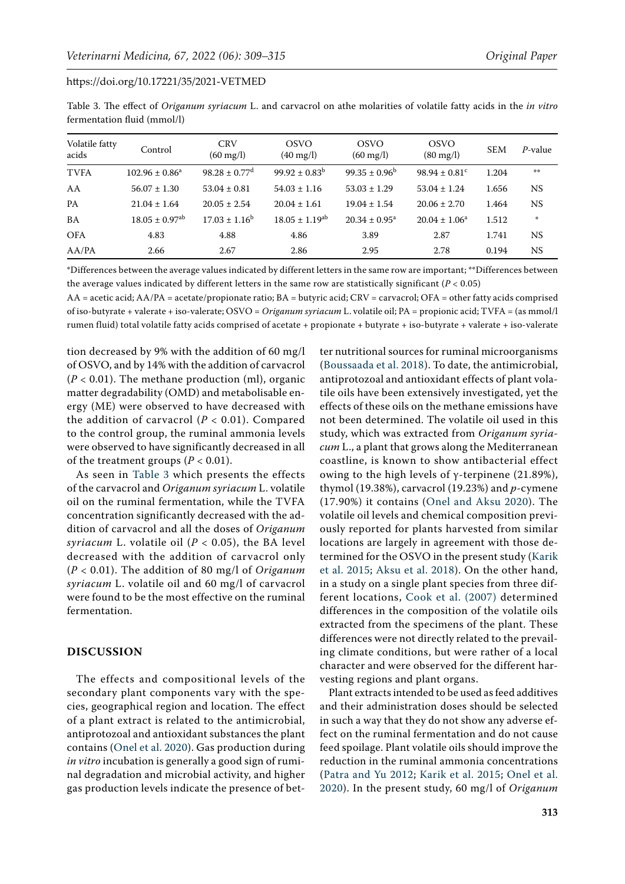Table 3. The effect of *Origanum syriacum* L. and carvacrol on athe molarities of volatile fatty acids in the *in vitro* fermentation fluid (mmol/l)

| Volatile fatty acids | Control | CRV (60 mg/l) | OSVO (40 mg/l) | OSVO (60 mg/l) | OSVO (80 mg/l) | SEM | *P*-value |
|---|---|---|---|---|---|---|---|
| TVFA | 102.96 ± 0.86[a] | 98.28 ± 0.77[d] | 99.92 ± 0.83[b] | 99.35 ± 0.96[b] | 98.94 ± 0.81[c] | 1.204 | ** |
| AA | 56.07 ± 1.30 | 53.04 ± 0.81 | 54.03 ± 1.16 | 53.03 ± 1.29 | 53.04 ± 1.24 | 1.656 | NS |
| PA | 21.04 ± 1.64 | 20.05 ± 2.54 | 20.04 ± 1.61 | 19.04 ± 1.54 | 20.06 ± 2.70 | 1.464 | NS |
| BA | 18.05 ± 0.97[ab] | 17.03 ± 1.16[b] | 18.05 ± 1.19[ab] | 20.34 ± 0.95[a] | 20.04 ± 1.06[a] | 1.512 | * |
| OFA | 4.83 | 4.88 | 4.86 | 3.89 | 2.87 | 1.741 | NS |
| AA/PA | 2.66 | 2.67 | 2.86 | 2.95 | 2.78 | 0.194 | NS |

*Differences between the average values indicated by different letters in the same row are important; **Differences between the average values indicated by different letters in the same row are statistically significant ($P < 0.05$)

AA = acetic acid; AA/PA = acetate/propionate ratio; BA = butyric acid; CRV = carvacrol; OFA = other fatty acids comprised of iso-butyrate + valerate + iso-valerate; OSVO = *Origanum syriacum* L. volatile oil; PA = propionic acid; TVFA = (as mmol/l rumen fluid) total volatile fatty acids comprised of acetate + propionate + butyrate + iso-butyrate + valerate + iso-valerate

tion decreased by 9% with the addition of 60 mg/l of OSVO, and by 14% with the addition of carvacrol ($P < 0.01$). The methane production (ml), organic matter degradability (OMD) and metabolisable energy (ME) were observed to have decreased with the addition of carvacrol ($P < 0.01$). Compared to the control group, the ruminal ammonia levels were observed to have significantly decreased in all of the treatment groups ($P < 0.01$).

As seen in Table 3 which presents the effects of the carvacrol and *Origanum syriacum* L. volatile oil on the ruminal fermentation, while the TVFA concentration significantly decreased with the addition of carvacrol and all the doses of *Origanum syriacum* L. volatile oil ($P < 0.05$), the BA level decreased with the addition of carvacrol only ($P < 0.01$). The addition of 80 mg/l of *Origanum syriacum* L. volatile oil and 60 mg/l of carvacrol were found to be the most effective on the ruminal fermentation.

## DISCUSSION

The effects and compositional levels of the secondary plant components vary with the species, geographical region and location. The effect of a plant extract is related to the antimicrobial, antiprotozoal and antioxidant substances the plant contains (Onel et al. 2020). Gas production during *in vitro* incubation is generally a good sign of ruminal degradation and microbial activity, and higher gas production levels indicate the presence of better nutritional sources for ruminal microorganisms (Boussaada et al. 2018). To date, the antimicrobial, antiprotozoal and antioxidant effects of plant volatile oils have been extensively investigated, yet the effects of these oils on the methane emissions have not been determined. The volatile oil used in this study, which was extracted from *Origanum syriacum* L., a plant that grows along the Mediterranean coastline, is known to show antibacterial effect owing to the high levels of γ-terpinene (21.89%), thymol (19.38%), carvacrol (19.23%) and *p*-cymene (17.90%) it contains (Onel and Aksu 2020). The volatile oil levels and chemical composition previously reported for plants harvested from similar locations are largely in agreement with those determined for the OSVO in the present study (Karik et al. 2015; Aksu et al. 2018). On the other hand, in a study on a single plant species from three different locations, Cook et al. (2007) determined differences in the composition of the volatile oils extracted from the specimens of the plant. These differences were not directly related to the prevailing climate conditions, but were rather of a local character and were observed for the different harvesting regions and plant organs.

Plant extracts intended to be used as feed additives and their administration doses should be selected in such a way that they do not show any adverse effect on the ruminal fermentation and do not cause feed spoilage. Plant volatile oils should improve the reduction in the ruminal ammonia concentrations (Patra and Yu 2012; Karik et al. 2015; Onel et al. 2020). In the present study, 60 mg/l of *Origanum*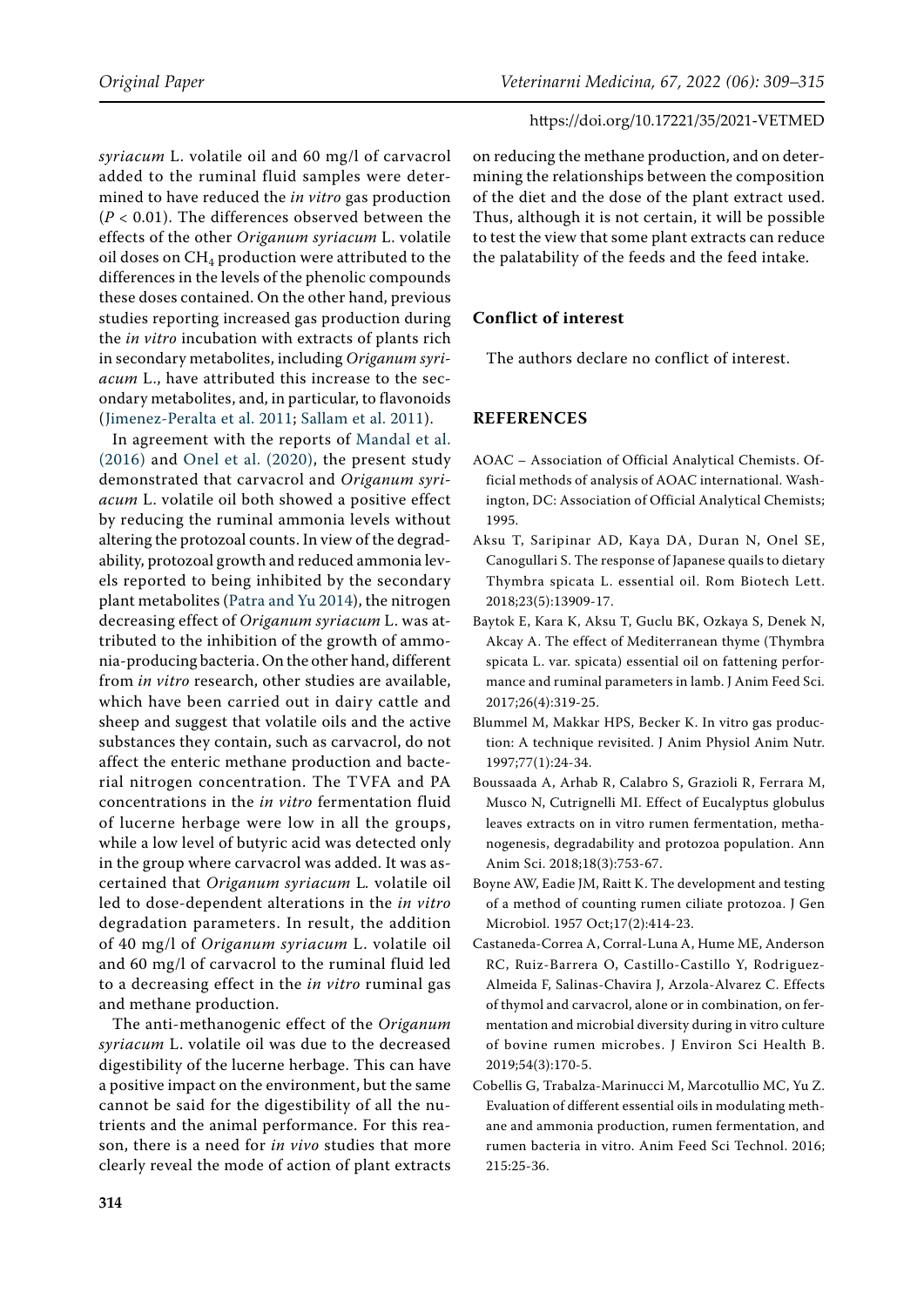*syriacum* L. volatile oil and 60 mg/l of carvacrol added to the ruminal fluid samples were determined to have reduced the *in vitro* gas production ($P < 0.01$). The differences observed between the effects of the other *Origanum syriacum* L. volatile oil doses on $CH_4$ production were attributed to the differences in the levels of the phenolic compounds these doses contained. On the other hand, previous studies reporting increased gas production during the *in vitro* incubation with extracts of plants rich in secondary metabolites, including *Origanum syriacum* L., have attributed this increase to the secondary metabolites, and, in particular, to flavonoids (Jimenez-Peralta et al. 2011; Sallam et al. 2011).

In agreement with the reports of Mandal et al. (2016) and Onel et al. (2020), the present study demonstrated that carvacrol and *Origanum syriacum* L. volatile oil both showed a positive effect by reducing the ruminal ammonia levels without altering the protozoal counts. In view of the degradability, protozoal growth and reduced ammonia levels reported to being inhibited by the secondary plant metabolites (Patra and Yu 2014), the nitrogen decreasing effect of *Origanum syriacum* L. was attributed to the inhibition of the growth of ammonia-producing bacteria. On the other hand, different from *in vitro* research, other studies are available, which have been carried out in dairy cattle and sheep and suggest that volatile oils and the active substances they contain, such as carvacrol, do not affect the enteric methane production and bacterial nitrogen concentration. The TVFA and PA concentrations in the *in vitro* fermentation fluid of lucerne herbage were low in all the groups, while a low level of butyric acid was detected only in the group where carvacrol was added. It was ascertained that *Origanum syriacum* L. volatile oil led to dose-dependent alterations in the *in vitro* degradation parameters. In result, the addition of 40 mg/l of *Origanum syriacum* L. volatile oil and 60 mg/l of carvacrol to the ruminal fluid led to a decreasing effect in the *in vitro* ruminal gas and methane production.

The anti-methanogenic effect of the *Origanum syriacum* L. volatile oil was due to the decreased digestibility of the lucerne herbage. This can have a positive impact on the environment, but the same cannot be said for the digestibility of all the nutrients and the animal performance. For this reason, there is a need for *in vivo* studies that more clearly reveal the mode of action of plant extracts on reducing the methane production, and on determining the relationships between the composition of the diet and the dose of the plant extract used. Thus, although it is not certain, it will be possible to test the view that some plant extracts can reduce the palatability of the feeds and the feed intake.

## Conflict of interest

The authors declare no conflict of interest.

## REFERENCES

AOAC – Association of Official Analytical Chemists. Official methods of analysis of AOAC international. Washington, DC: Association of Official Analytical Chemists; 1995.

Aksu T, Saripinar AD, Kaya DA, Duran N, Onel SE, Canogullari S. The response of Japanese quails to dietary Thymbra spicata L. essential oil. Rom Biotech Lett. 2018;23(5):13909-17.

Baytok E, Kara K, Aksu T, Guclu BK, Ozkaya S, Denek N, Akcay A. The effect of Mediterranean thyme (Thymbra spicata L. var. spicata) essential oil on fattening performance and ruminal parameters in lamb. J Anim Feed Sci. 2017;26(4):319-25.

Blummel M, Makkar HPS, Becker K. In vitro gas production: A technique revisited. J Anim Physiol Anim Nutr. 1997;77(1):24-34.

Boussaada A, Arhab R, Calabro S, Grazioli R, Ferrara M, Musco N, Cutrignelli MI. Effect of Eucalyptus globulus leaves extracts on in vitro rumen fermentation, methanogenesis, degradability and protozoa population. Ann Anim Sci. 2018;18(3):753-67.

Boyne AW, Eadie JM, Raitt K. The development and testing of a method of counting rumen ciliate protozoa. J Gen Microbiol. 1957 Oct;17(2):414-23.

Castaneda-Correa A, Corral-Luna A, Hume ME, Anderson RC, Ruiz-Barrera O, Castillo-Castillo Y, Rodriguez-Almeida F, Salinas-Chavira J, Arzola-Alvarez C. Effects of thymol and carvacrol, alone or in combination, on fermentation and microbial diversity during in vitro culture of bovine rumen microbes. J Environ Sci Health B. 2019;54(3):170-5.

Cobellis G, Trabalza-Marinucci M, Marcotullio MC, Yu Z. Evaluation of different essential oils in modulating methane and ammonia production, rumen fermentation, and rumen bacteria in vitro. Anim Feed Sci Technol. 2016; 215:25-36.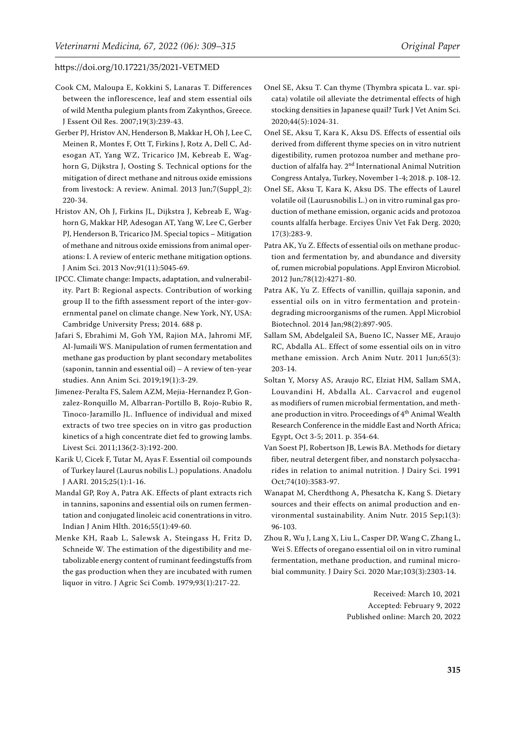Cook CM, Maloupa E, Kokkini S, Lanaras T. Differences between the inflorescence, leaf and stem essential oils of wild Mentha pulegium plants from Zakynthos, Greece. J Essent Oil Res. 2007;19(3):239-43.

Gerber PJ, Hristov AN, Henderson B, Makkar H, Oh J, Lee C, Meinen R, Montes F, Ott T, Firkins J, Rotz A, Dell C, Adesogan AT, Yang WZ, Tricarico JM, Kebreab E, Waghorn G, Dijkstra J, Oosting S. Technical options for the mitigation of direct methane and nitrous oxide emissions from livestock: A review. Animal. 2013 Jun;7(Suppl_2): 220-34.

Hristov AN, Oh J, Firkins JL, Dijkstra J, Kebreab E, Waghorn G, Makkar HP, Adesogan AT, Yang W, Lee C, Gerber PJ, Henderson B, Tricarico JM. Special topics – Mitigation of methane and nitrous oxide emissions from animal operations: I. A review of enteric methane mitigation options. J Anim Sci. 2013 Nov;91(11):5045-69.

IPCC. Climate change: Impacts, adaptation, and vulnerability. Part B: Regional aspects. Contribution of working group II to the fifth assessment report of the inter-governmental panel on climate change. New York, NY, USA: Cambridge University Press; 2014. 688 p.

Jafari S, Ebrahimi M, Goh YM, Rajion MA, Jahromi MF, Al-Jumaili WS. Manipulation of rumen fermentation and methane gas production by plant secondary metabolites (saponin, tannin and essential oil) – A review of ten-year studies. Ann Anim Sci. 2019;19(1):3-29.

Jimenez-Peralta FS, Salem AZM, Mejia-Hernandez P, Gonzalez-Ronquillo M, Albarran-Portillo B, Rojo-Rubio R, Tinoco-Jaramillo JL. Influence of individual and mixed extracts of two tree species on in vitro gas production kinetics of a high concentrate diet fed to growing lambs. Livest Sci. 2011;136(2-3):192-200.

Karik U, Cicek F, Tutar M, Ayas F. Essential oil compounds of Turkey laurel (Laurus nobilis L.) populations. Anadolu J AARI. 2015;25(1):1-16.

Mandal GP, Roy A, Patra AK. Effects of plant extracts rich in tannins, saponins and essential oils on rumen fermentation and conjugated linoleic acid conentrations in vitro. Indian J Anim Hlth. 2016;55(1):49-60.

Menke KH, Raab L, Salewsk A, Steingass H, Fritz D, Schneide W. The estimation of the digestibility and metabolizable energy content of ruminant feedingstuffs from the gas production when they are incubated with rumen liquor in vitro. J Agric Sci Comb. 1979;93(1):217-22.

Onel SE, Aksu T. Can thyme (Thymbra spicata L. var. spicata) volatile oil alleviate the detrimental effects of high stocking densities in Japanese quail? Turk J Vet Anim Sci. 2020;44(5):1024-31.

Onel SE, Aksu T, Kara K, Aksu DS. Effects of essential oils derived from different thyme species on in vitro nutrient digestibility, rumen protozoa number and methane production of alfalfa hay. 2nd International Animal Nutrition Congress Antalya, Turkey, November 1-4; 2018. p. 108-12.

Onel SE, Aksu T, Kara K, Aksu DS. The effects of Laurel volatile oil (Laurusnobilis L.) on in vitro ruminal gas production of methane emission, organic acids and protozoa counts alfalfa herbage. Erciyes Üniv Vet Fak Derg. 2020; 17(3):283-9.

Patra AK, Yu Z. Effects of essential oils on methane production and fermentation by, and abundance and diversity of, rumen microbial populations. Appl Environ Microbiol. 2012 Jun;78(12):4271-80.

Patra AK, Yu Z. Effects of vanillin, quillaja saponin, and essential oils on in vitro fermentation and protein-degrading microorganisms of the rumen. Appl Microbiol Biotechnol. 2014 Jan;98(2):897-905.

Sallam SM, Abdelgaleil SA, Bueno IC, Nasser ME, Araujo RC, Abdalla AL. Effect of some essential oils on in vitro methane emission. Arch Anim Nutr. 2011 Jun;65(3): 203-14.

Soltan Y, Morsy AS, Araujo RC, Elziat HM, Sallam SMA, Louvandini H, Abdalla AL. Carvacrol and eugenol as modifiers of rumen microbial fermentation, and methane production in vitro. Proceedings of 4th Animal Wealth Research Conference in the middle East and North Africa; Egypt, Oct 3-5; 2011. p. 354-64.

Van Soest PJ, Robertson JB, Lewis BA. Methods for dietary fiber, neutral detergent fiber, and nonstarch polysaccharides in relation to animal nutrition. J Dairy Sci. 1991 Oct;74(10):3583-97.

Wanapat M, Cherdthong A, Phesatcha K, Kang S. Dietary sources and their effects on animal production and environmental sustainability. Anim Nutr. 2015 Sep;1(3): 96-103.

Zhou R, Wu J, Lang X, Liu L, Casper DP, Wang C, Zhang L, Wei S. Effects of oregano essential oil on in vitro ruminal fermentation, methane production, and ruminal microbial community. J Dairy Sci. 2020 Mar;103(3):2303-14.

Received: March 10, 2021
Accepted: February 9, 2022
Published online: March 20, 2022